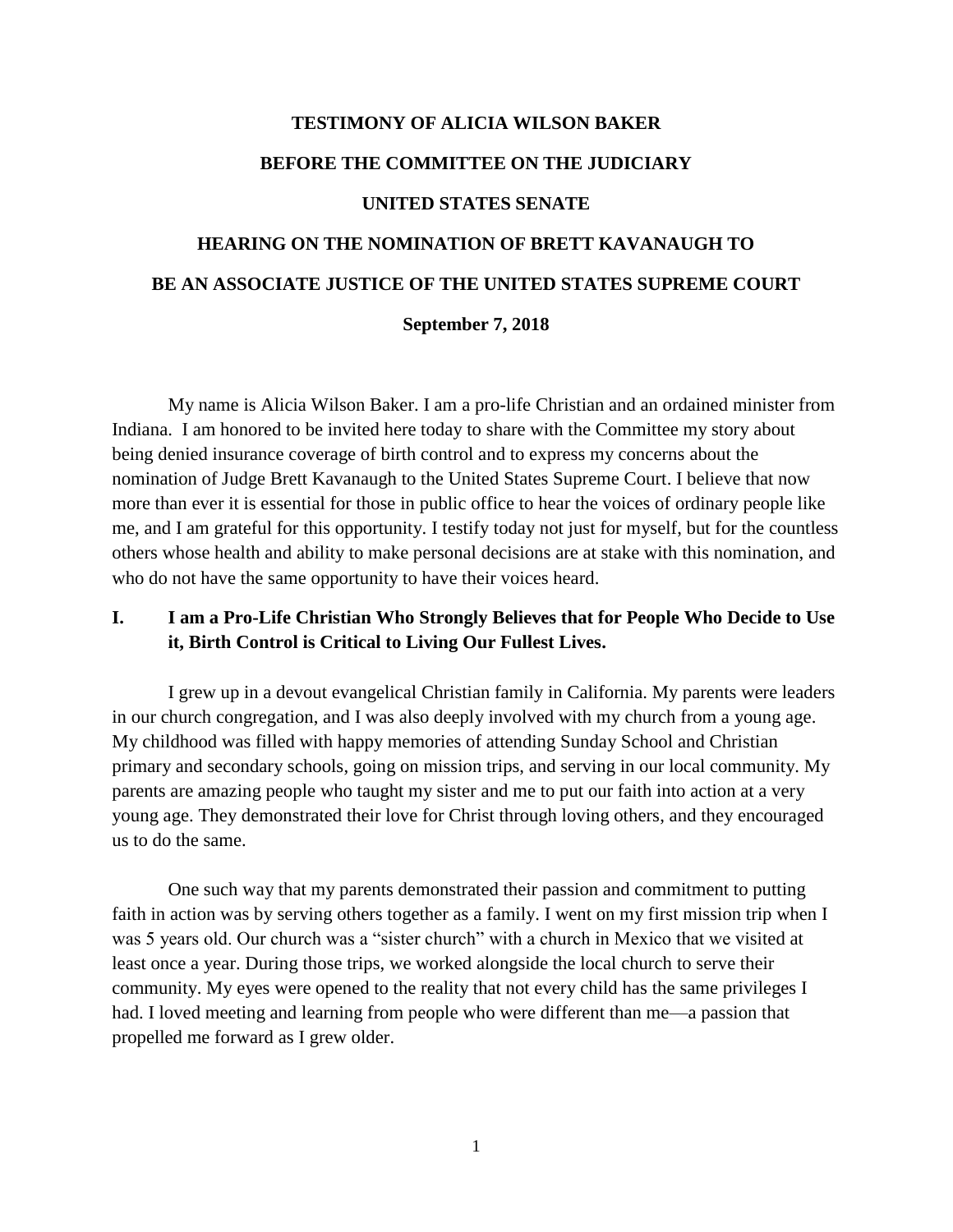# TESTIMONY OF ALICIA WILSON BAKER

## BEFORE THE COMMITTEE ON THE JUDICIARY

## UNITED STATES SENATE

## HEARING ON THE NOMINATION OF BRETT KAVANAUGH TO BE AN ASSOCIATE JUSTICE OF THE UNITED STATES SUPREME COURT

**September 7, 2018**

My name is Alicia Wilson Baker. I am a pro-life Christian and an ordained minister from Indiana. I am honored to be invited here today to share with the Committee my story about being denied insurance coverage of birth control and to express my concerns about the nomination of Judge Brett Kavanaugh to the United States Supreme Court. I believe that now more than ever it is essential for those in public office to hear the voices of ordinary people like me, and I am grateful for this opportunity. I testify today not just for myself, but for the countless others whose health and ability to make personal decisions are at stake with this nomination, and who do not have the same opportunity to have their voices heard.

## I. I am a Pro-Life Christian Who Strongly Believes that for People Who Decide to Use it, Birth Control is Critical to Living Our Fullest Lives.

I grew up in a devout evangelical Christian family in California. My parents were leaders in our church congregation, and I was also deeply involved with my church from a young age. My childhood was filled with happy memories of attending Sunday School and Christian primary and secondary schools, going on mission trips, and serving in our local community. My parents are amazing people who taught my sister and me to put our faith into action at a very young age. They demonstrated their love for Christ through loving others, and they encouraged us to do the same.

One such way that my parents demonstrated their passion and commitment to putting faith in action was by serving others together as a family. I went on my first mission trip when I was 5 years old. Our church was a "sister church" with a church in Mexico that we visited at least once a year. During those trips, we worked alongside the local church to serve their community. My eyes were opened to the reality that not every child has the same privileges I had. I loved meeting and learning from people who were different than me—a passion that propelled me forward as I grew older.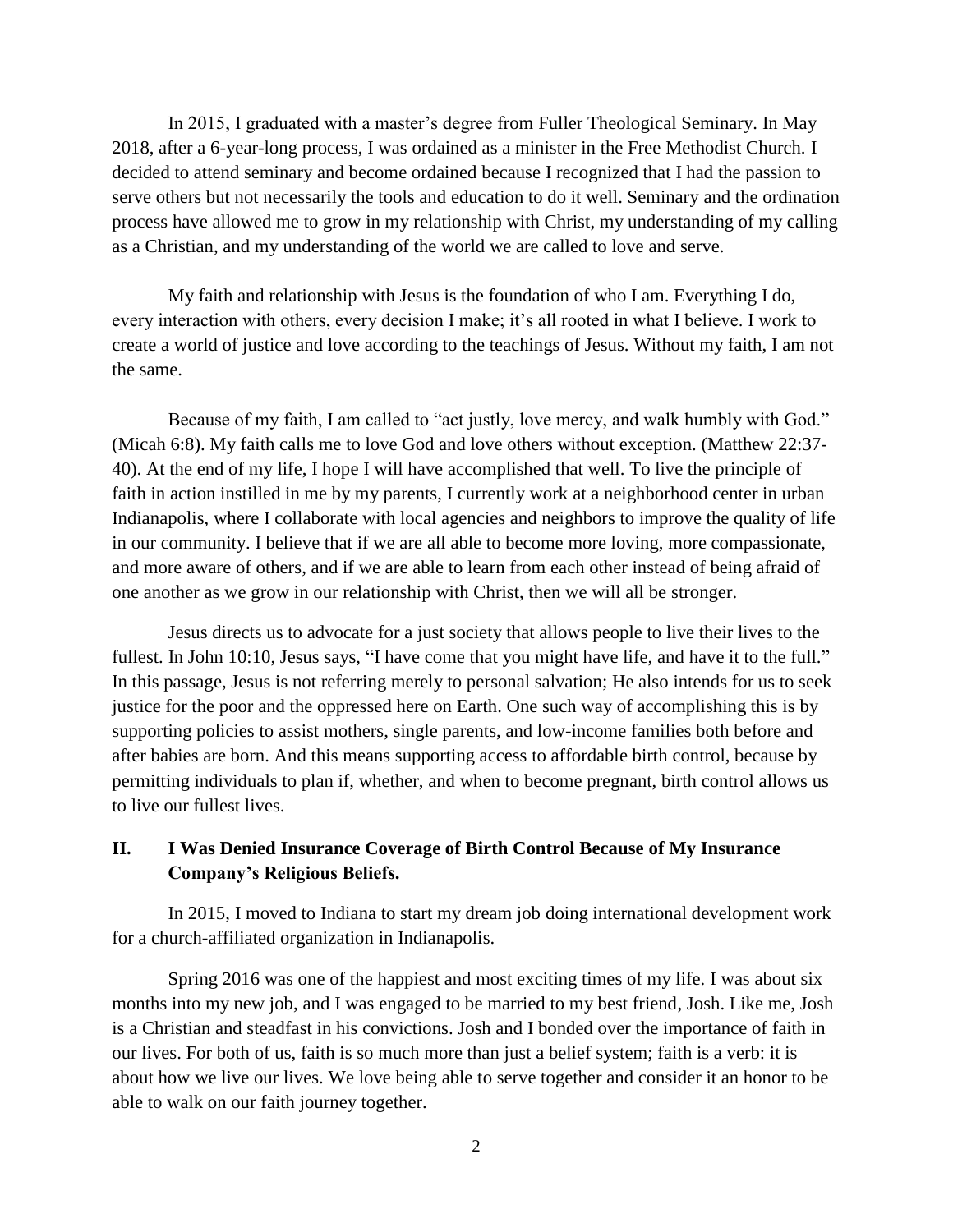In 2015, I graduated with a master's degree from Fuller Theological Seminary. In May 2018, after a 6-year-long process, I was ordained as a minister in the Free Methodist Church. I decided to attend seminary and become ordained because I recognized that I had the passion to serve others but not necessarily the tools and education to do it well. Seminary and the ordination process have allowed me to grow in my relationship with Christ, my understanding of my calling as a Christian, and my understanding of the world we are called to love and serve.

My faith and relationship with Jesus is the foundation of who I am. Everything I do, every interaction with others, every decision I make; it's all rooted in what I believe. I work to create a world of justice and love according to the teachings of Jesus. Without my faith, I am not the same.

Because of my faith, I am called to "act justly, love mercy, and walk humbly with God." (Micah 6:8). My faith calls me to love God and love others without exception. (Matthew 22:37-40). At the end of my life, I hope I will have accomplished that well. To live the principle of faith in action instilled in me by my parents, I currently work at a neighborhood center in urban Indianapolis, where I collaborate with local agencies and neighbors to improve the quality of life in our community. I believe that if we are all able to become more loving, more compassionate, and more aware of others, and if we are able to learn from each other instead of being afraid of one another as we grow in our relationship with Christ, then we will all be stronger.

Jesus directs us to advocate for a just society that allows people to live their lives to the fullest. In John 10:10, Jesus says, "I have come that you might have life, and have it to the full." In this passage, Jesus is not referring merely to personal salvation; He also intends for us to seek justice for the poor and the oppressed here on Earth. One such way of accomplishing this is by supporting policies to assist mothers, single parents, and low-income families both before and after babies are born. And this means supporting access to affordable birth control, because by permitting individuals to plan if, whether, and when to become pregnant, birth control allows us to live our fullest lives.

## II. I Was Denied Insurance Coverage of Birth Control Because of My Insurance Company's Religious Beliefs.

In 2015, I moved to Indiana to start my dream job doing international development work for a church-affiliated organization in Indianapolis.

Spring 2016 was one of the happiest and most exciting times of my life. I was about six months into my new job, and I was engaged to be married to my best friend, Josh. Like me, Josh is a Christian and steadfast in his convictions. Josh and I bonded over the importance of faith in our lives. For both of us, faith is so much more than just a belief system; faith is a verb: it is about how we live our lives. We love being able to serve together and consider it an honor to be able to walk on our faith journey together.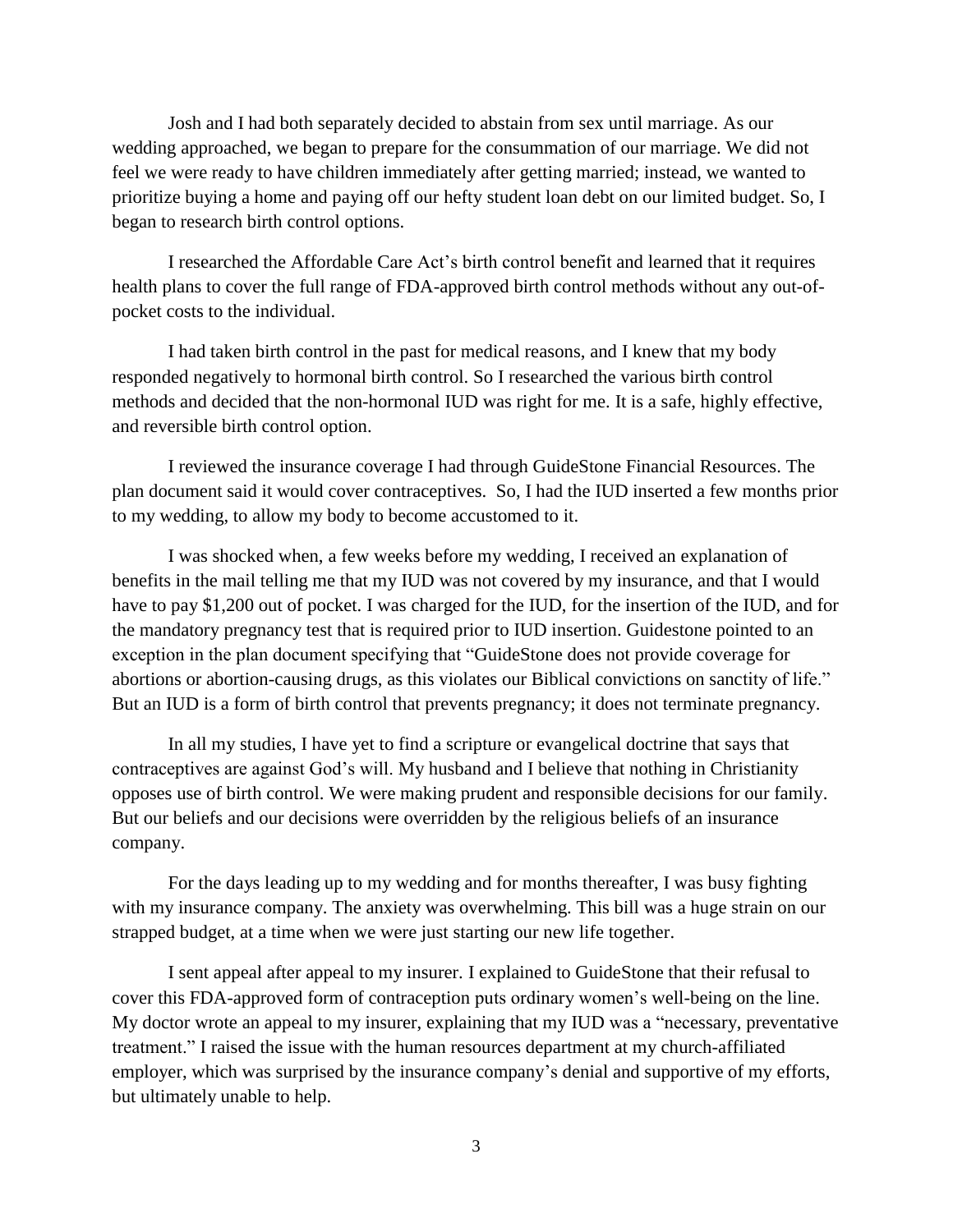Josh and I had both separately decided to abstain from sex until marriage. As our wedding approached, we began to prepare for the consummation of our marriage. We did not feel we were ready to have children immediately after getting married; instead, we wanted to prioritize buying a home and paying off our hefty student loan debt on our limited budget. So, I began to research birth control options.

I researched the Affordable Care Act's birth control benefit and learned that it requires health plans to cover the full range of FDA-approved birth control methods without any out-of-pocket costs to the individual.

I had taken birth control in the past for medical reasons, and I knew that my body responded negatively to hormonal birth control. So I researched the various birth control methods and decided that the non-hormonal IUD was right for me. It is a safe, highly effective, and reversible birth control option.

I reviewed the insurance coverage I had through GuideStone Financial Resources. The plan document said it would cover contraceptives. So, I had the IUD inserted a few months prior to my wedding, to allow my body to become accustomed to it.

I was shocked when, a few weeks before my wedding, I received an explanation of benefits in the mail telling me that my IUD was not covered by my insurance, and that I would have to pay $1,200 out of pocket. I was charged for the IUD, for the insertion of the IUD, and for the mandatory pregnancy test that is required prior to IUD insertion. Guidestone pointed to an exception in the plan document specifying that "GuideStone does not provide coverage for abortions or abortion-causing drugs, as this violates our Biblical convictions on sanctity of life." But an IUD is a form of birth control that prevents pregnancy; it does not terminate pregnancy.

In all my studies, I have yet to find a scripture or evangelical doctrine that says that contraceptives are against God's will. My husband and I believe that nothing in Christianity opposes use of birth control. We were making prudent and responsible decisions for our family. But our beliefs and our decisions were overridden by the religious beliefs of an insurance company.

For the days leading up to my wedding and for months thereafter, I was busy fighting with my insurance company. The anxiety was overwhelming. This bill was a huge strain on our strapped budget, at a time when we were just starting our new life together.

I sent appeal after appeal to my insurer. I explained to GuideStone that their refusal to cover this FDA-approved form of contraception puts ordinary women's well-being on the line. My doctor wrote an appeal to my insurer, explaining that my IUD was a "necessary, preventative treatment." I raised the issue with the human resources department at my church-affiliated employer, which was surprised by the insurance company's denial and supportive of my efforts, but ultimately unable to help.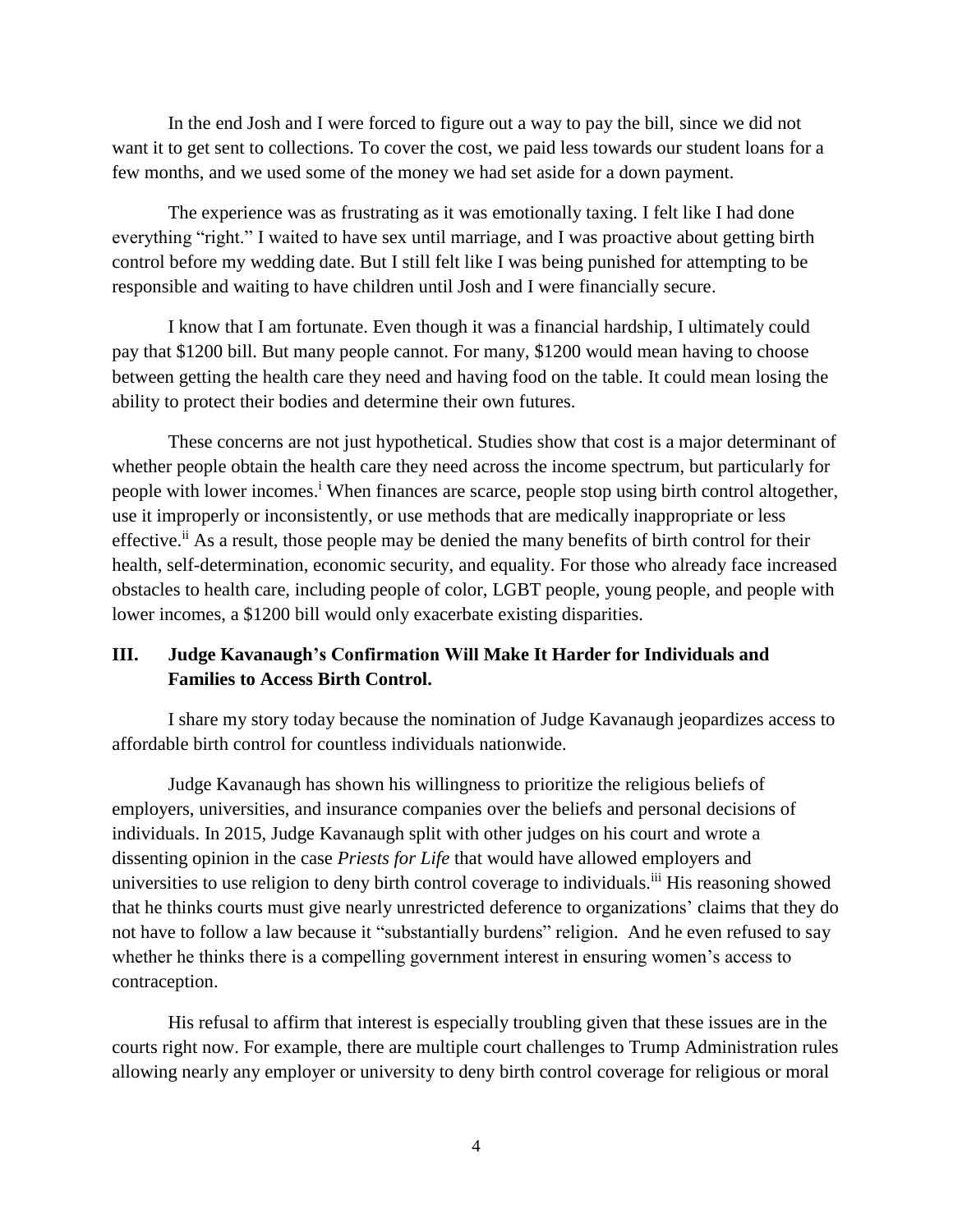In the end Josh and I were forced to figure out a way to pay the bill, since we did not want it to get sent to collections. To cover the cost, we paid less towards our student loans for a few months, and we used some of the money we had set aside for a down payment.

The experience was as frustrating as it was emotionally taxing. I felt like I had done everything "right." I waited to have sex until marriage, and I was proactive about getting birth control before my wedding date. But I still felt like I was being punished for attempting to be responsible and waiting to have children until Josh and I were financially secure.

I know that I am fortunate. Even though it was a financial hardship, I ultimately could pay that $1200 bill. But many people cannot. For many, $1200 would mean having to choose between getting the health care they need and having food on the table. It could mean losing the ability to protect their bodies and determine their own futures.

These concerns are not just hypothetical. Studies show that cost is a major determinant of whether people obtain the health care they need across the income spectrum, but particularly for people with lower incomes.[i] When finances are scarce, people stop using birth control altogether, use it improperly or inconsistently, or use methods that are medically inappropriate or less effective.[ii] As a result, those people may be denied the many benefits of birth control for their health, self-determination, economic security, and equality. For those who already face increased obstacles to health care, including people of color, LGBT people, young people, and people with lower incomes, a $1200 bill would only exacerbate existing disparities.

## III. Judge Kavanaugh's Confirmation Will Make It Harder for Individuals and Families to Access Birth Control.

I share my story today because the nomination of Judge Kavanaugh jeopardizes access to affordable birth control for countless individuals nationwide.

Judge Kavanaugh has shown his willingness to prioritize the religious beliefs of employers, universities, and insurance companies over the beliefs and personal decisions of individuals. In 2015, Judge Kavanaugh split with other judges on his court and wrote a dissenting opinion in the case *Priests for Life* that would have allowed employers and universities to use religion to deny birth control coverage to individuals.[iii] His reasoning showed that he thinks courts must give nearly unrestricted deference to organizations' claims that they do not have to follow a law because it "substantially burdens" religion. And he even refused to say whether he thinks there is a compelling government interest in ensuring women's access to contraception.

His refusal to affirm that interest is especially troubling given that these issues are in the courts right now. For example, there are multiple court challenges to Trump Administration rules allowing nearly any employer or university to deny birth control coverage for religious or moral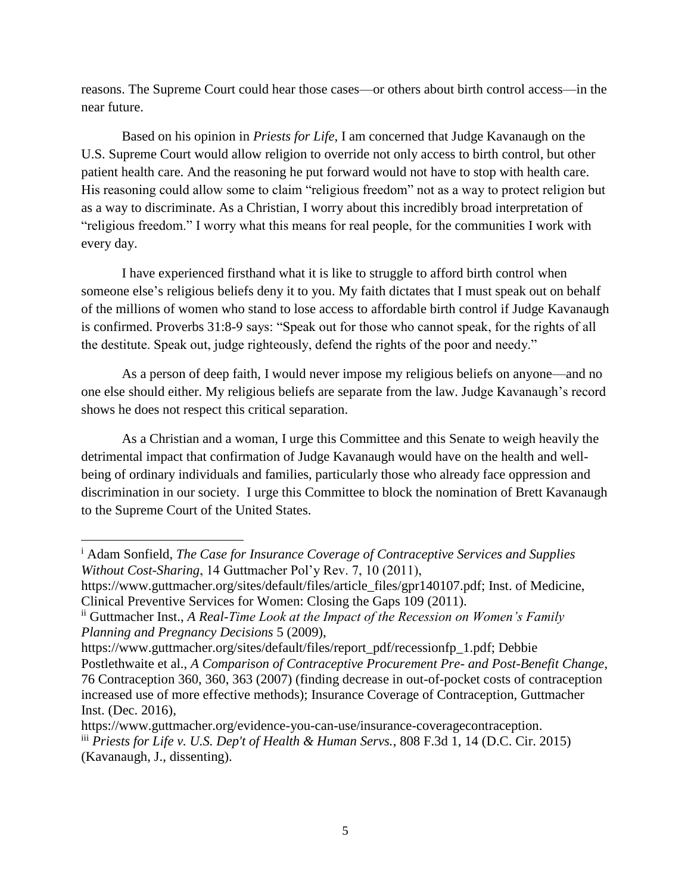reasons. The Supreme Court could hear those cases—or others about birth control access—in the near future.

Based on his opinion in *Priests for Life*, I am concerned that Judge Kavanaugh on the U.S. Supreme Court would allow religion to override not only access to birth control, but other patient health care. And the reasoning he put forward would not have to stop with health care. His reasoning could allow some to claim "religious freedom" not as a way to protect religion but as a way to discriminate. As a Christian, I worry about this incredibly broad interpretation of "religious freedom." I worry what this means for real people, for the communities I work with every day.

I have experienced firsthand what it is like to struggle to afford birth control when someone else's religious beliefs deny it to you. My faith dictates that I must speak out on behalf of the millions of women who stand to lose access to affordable birth control if Judge Kavanaugh is confirmed. Proverbs 31:8-9 says: "Speak out for those who cannot speak, for the rights of all the destitute. Speak out, judge righteously, defend the rights of the poor and needy."

As a person of deep faith, I would never impose my religious beliefs on anyone—and no one else should either. My religious beliefs are separate from the law. Judge Kavanaugh's record shows he does not respect this critical separation.

As a Christian and a woman, I urge this Committee and this Senate to weigh heavily the detrimental impact that confirmation of Judge Kavanaugh would have on the health and well-being of ordinary individuals and families, particularly those who already face oppression and discrimination in our society. I urge this Committee to block the nomination of Brett Kavanaugh to the Supreme Court of the United States.

---

[i] Adam Sonfield, *The Case for Insurance Coverage of Contraceptive Services and Supplies Without Cost-Sharing*, 14 Guttmacher Pol'y Rev. 7, 10 (2011), https://www.guttmacher.org/sites/default/files/article_files/gpr140107.pdf; Inst. of Medicine, Clinical Preventive Services for Women: Closing the Gaps 109 (2011).

[ii] Guttmacher Inst., *A Real-Time Look at the Impact of the Recession on Women's Family Planning and Pregnancy Decisions* 5 (2009), https://www.guttmacher.org/sites/default/files/report_pdf/recessionfp_1.pdf; Debbie Postlethwaite et al., *A Comparison of Contraceptive Procurement Pre- and Post-Benefit Change*, 76 Contraception 360, 360, 363 (2007) (finding decrease in out-of-pocket costs of contraception increased use of more effective methods); Insurance Coverage of Contraception, Guttmacher Inst. (Dec. 2016), https://www.guttmacher.org/evidence-you-can-use/insurance-coveragecontraception.

[iii] *Priests for Life v. U.S. Dep't of Health & Human Servs.*, 808 F.3d 1, 14 (D.C. Cir. 2015) (Kavanaugh, J., dissenting).